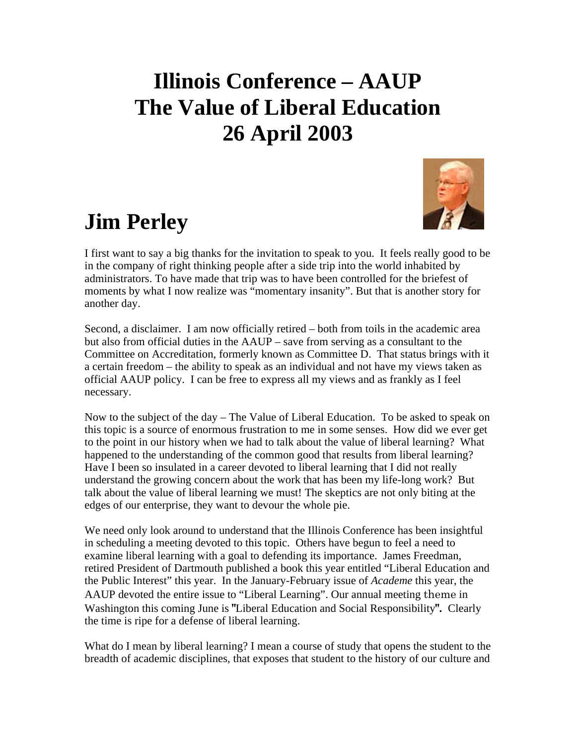# Illinois Conference – AAUP
# The Value of Liberal Education
# 26 April 2003

## Jim Perley

I first want to say a big thanks for the invitation to speak to you. It feels really good to be in the company of right thinking people after a side trip into the world inhabited by administrators. To have made that trip was to have been controlled for the briefest of moments by what I now realize was "momentary insanity". But that is another story for another day.

Second, a disclaimer. I am now officially retired – both from toils in the academic area but also from official duties in the AAUP – save from serving as a consultant to the Committee on Accreditation, formerly known as Committee D. That status brings with it a certain freedom – the ability to speak as an individual and not have my views taken as official AAUP policy. I can be free to express all my views and as frankly as I feel necessary.

Now to the subject of the day – The Value of Liberal Education. To be asked to speak on this topic is a source of enormous frustration to me in some senses. How did we ever get to the point in our history when we had to talk about the value of liberal learning? What happened to the understanding of the common good that results from liberal learning? Have I been so insulated in a career devoted to liberal learning that I did not really understand the growing concern about the work that has been my life-long work? But talk about the value of liberal learning we must! The skeptics are not only biting at the edges of our enterprise, they want to devour the whole pie.

We need only look around to understand that the Illinois Conference has been insightful in scheduling a meeting devoted to this topic. Others have begun to feel a need to examine liberal learning with a goal to defending its importance. James Freedman, retired President of Dartmouth published a book this year entitled "Liberal Education and the Public Interest" this year. In the January-February issue of *Academe* this year, the AAUP devoted the entire issue to "Liberal Learning". Our annual meeting theme in Washington this coming June is "Liberal Education and Social Responsibility". Clearly the time is ripe for a defense of liberal learning.

What do I mean by liberal learning? I mean a course of study that opens the student to the breadth of academic disciplines, that exposes that student to the history of our culture and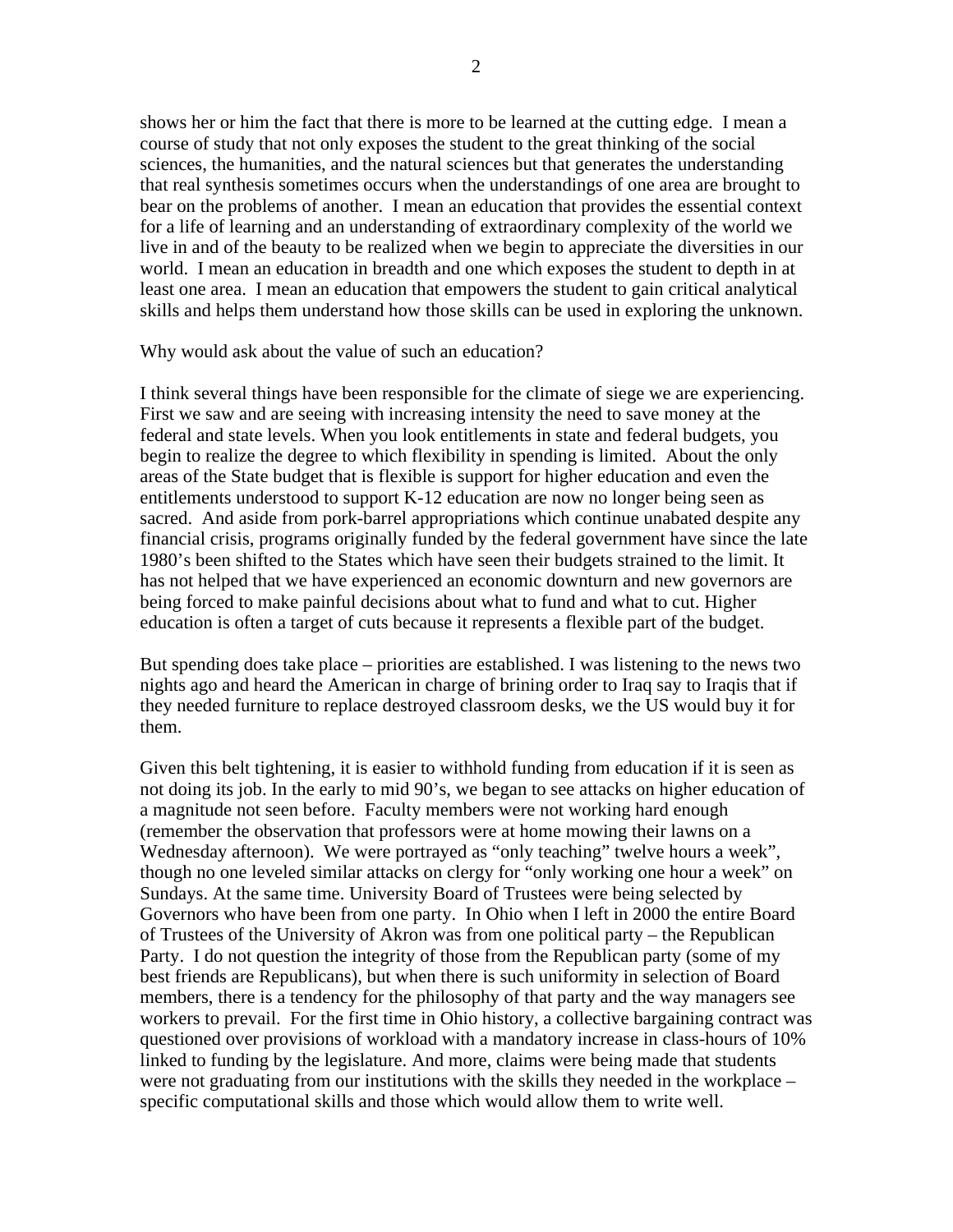shows her or him the fact that there is more to be learned at the cutting edge. I mean a course of study that not only exposes the student to the great thinking of the social sciences, the humanities, and the natural sciences but that generates the understanding that real synthesis sometimes occurs when the understandings of one area are brought to bear on the problems of another. I mean an education that provides the essential context for a life of learning and an understanding of extraordinary complexity of the world we live in and of the beauty to be realized when we begin to appreciate the diversities in our world. I mean an education in breadth and one which exposes the student to depth in at least one area. I mean an education that empowers the student to gain critical analytical skills and helps them understand how those skills can be used in exploring the unknown.

Why would ask about the value of such an education?

I think several things have been responsible for the climate of siege we are experiencing. First we saw and are seeing with increasing intensity the need to save money at the federal and state levels. When you look entitlements in state and federal budgets, you begin to realize the degree to which flexibility in spending is limited. About the only areas of the State budget that is flexible is support for higher education and even the entitlements understood to support K-12 education are now no longer being seen as sacred. And aside from pork-barrel appropriations which continue unabated despite any financial crisis, programs originally funded by the federal government have since the late 1980's been shifted to the States which have seen their budgets strained to the limit. It has not helped that we have experienced an economic downturn and new governors are being forced to make painful decisions about what to fund and what to cut. Higher education is often a target of cuts because it represents a flexible part of the budget.

But spending does take place – priorities are established. I was listening to the news two nights ago and heard the American in charge of brining order to Iraq say to Iraqis that if they needed furniture to replace destroyed classroom desks, we the US would buy it for them.

Given this belt tightening, it is easier to withhold funding from education if it is seen as not doing its job. In the early to mid 90's, we began to see attacks on higher education of a magnitude not seen before. Faculty members were not working hard enough (remember the observation that professors were at home mowing their lawns on a Wednesday afternoon). We were portrayed as "only teaching" twelve hours a week", though no one leveled similar attacks on clergy for "only working one hour a week" on Sundays. At the same time. University Board of Trustees were being selected by Governors who have been from one party. In Ohio when I left in 2000 the entire Board of Trustees of the University of Akron was from one political party – the Republican Party. I do not question the integrity of those from the Republican party (some of my best friends are Republicans), but when there is such uniformity in selection of Board members, there is a tendency for the philosophy of that party and the way managers see workers to prevail. For the first time in Ohio history, a collective bargaining contract was questioned over provisions of workload with a mandatory increase in class-hours of 10% linked to funding by the legislature. And more, claims were being made that students were not graduating from our institutions with the skills they needed in the workplace – specific computational skills and those which would allow them to write well.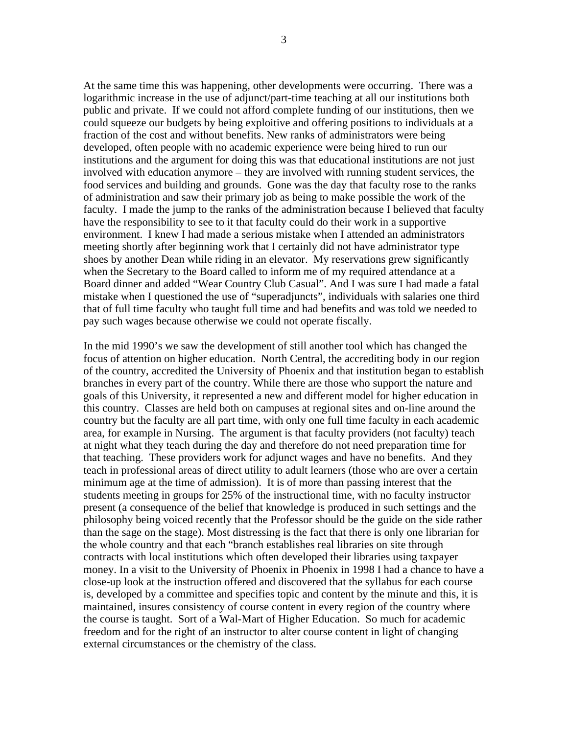At the same time this was happening, other developments were occurring. There was a logarithmic increase in the use of adjunct/part-time teaching at all our institutions both public and private. If we could not afford complete funding of our institutions, then we could squeeze our budgets by being exploitive and offering positions to individuals at a fraction of the cost and without benefits. New ranks of administrators were being developed, often people with no academic experience were being hired to run our institutions and the argument for doing this was that educational institutions are not just involved with education anymore – they are involved with running student services, the food services and building and grounds. Gone was the day that faculty rose to the ranks of administration and saw their primary job as being to make possible the work of the faculty. I made the jump to the ranks of the administration because I believed that faculty have the responsibility to see to it that faculty could do their work in a supportive environment. I knew I had made a serious mistake when I attended an administrators meeting shortly after beginning work that I certainly did not have administrator type shoes by another Dean while riding in an elevator. My reservations grew significantly when the Secretary to the Board called to inform me of my required attendance at a Board dinner and added "Wear Country Club Casual". And I was sure I had made a fatal mistake when I questioned the use of "superadjuncts", individuals with salaries one third that of full time faculty who taught full time and had benefits and was told we needed to pay such wages because otherwise we could not operate fiscally.

In the mid 1990's we saw the development of still another tool which has changed the focus of attention on higher education. North Central, the accrediting body in our region of the country, accredited the University of Phoenix and that institution began to establish branches in every part of the country. While there are those who support the nature and goals of this University, it represented a new and different model for higher education in this country. Classes are held both on campuses at regional sites and on-line around the country but the faculty are all part time, with only one full time faculty in each academic area, for example in Nursing. The argument is that faculty providers (not faculty) teach at night what they teach during the day and therefore do not need preparation time for that teaching. These providers work for adjunct wages and have no benefits. And they teach in professional areas of direct utility to adult learners (those who are over a certain minimum age at the time of admission). It is of more than passing interest that the students meeting in groups for 25% of the instructional time, with no faculty instructor present (a consequence of the belief that knowledge is produced in such settings and the philosophy being voiced recently that the Professor should be the guide on the side rather than the sage on the stage). Most distressing is the fact that there is only one librarian for the whole country and that each "branch establishes real libraries on site through contracts with local institutions which often developed their libraries using taxpayer money. In a visit to the University of Phoenix in Phoenix in 1998 I had a chance to have a close-up look at the instruction offered and discovered that the syllabus for each course is, developed by a committee and specifies topic and content by the minute and this, it is maintained, insures consistency of course content in every region of the country where the course is taught. Sort of a Wal-Mart of Higher Education. So much for academic freedom and for the right of an instructor to alter course content in light of changing external circumstances or the chemistry of the class.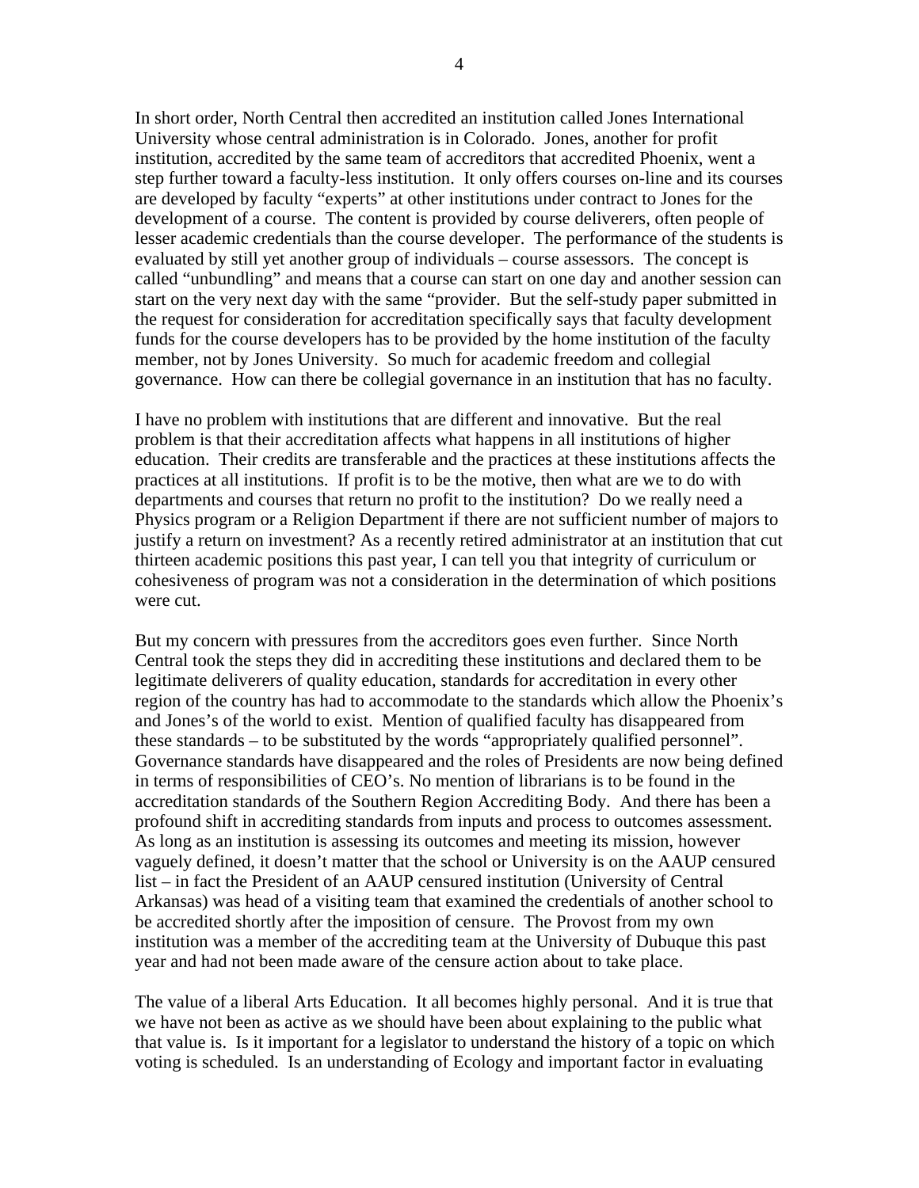In short order, North Central then accredited an institution called Jones International University whose central administration is in Colorado. Jones, another for profit institution, accredited by the same team of accreditors that accredited Phoenix, went a step further toward a faculty-less institution. It only offers courses on-line and its courses are developed by faculty "experts" at other institutions under contract to Jones for the development of a course. The content is provided by course deliverers, often people of lesser academic credentials than the course developer. The performance of the students is evaluated by still yet another group of individuals – course assessors. The concept is called "unbundling" and means that a course can start on one day and another session can start on the very next day with the same "provider. But the self-study paper submitted in the request for consideration for accreditation specifically says that faculty development funds for the course developers has to be provided by the home institution of the faculty member, not by Jones University. So much for academic freedom and collegial governance. How can there be collegial governance in an institution that has no faculty.

I have no problem with institutions that are different and innovative. But the real problem is that their accreditation affects what happens in all institutions of higher education. Their credits are transferable and the practices at these institutions affects the practices at all institutions. If profit is to be the motive, then what are we to do with departments and courses that return no profit to the institution? Do we really need a Physics program or a Religion Department if there are not sufficient number of majors to justify a return on investment? As a recently retired administrator at an institution that cut thirteen academic positions this past year, I can tell you that integrity of curriculum or cohesiveness of program was not a consideration in the determination of which positions were cut.

But my concern with pressures from the accreditors goes even further. Since North Central took the steps they did in accrediting these institutions and declared them to be legitimate deliverers of quality education, standards for accreditation in every other region of the country has had to accommodate to the standards which allow the Phoenix's and Jones's of the world to exist. Mention of qualified faculty has disappeared from these standards – to be substituted by the words "appropriately qualified personnel". Governance standards have disappeared and the roles of Presidents are now being defined in terms of responsibilities of CEO's. No mention of librarians is to be found in the accreditation standards of the Southern Region Accrediting Body. And there has been a profound shift in accrediting standards from inputs and process to outcomes assessment. As long as an institution is assessing its outcomes and meeting its mission, however vaguely defined, it doesn't matter that the school or University is on the AAUP censured list – in fact the President of an AAUP censured institution (University of Central Arkansas) was head of a visiting team that examined the credentials of another school to be accredited shortly after the imposition of censure. The Provost from my own institution was a member of the accrediting team at the University of Dubuque this past year and had not been made aware of the censure action about to take place.

The value of a liberal Arts Education. It all becomes highly personal. And it is true that we have not been as active as we should have been about explaining to the public what that value is. Is it important for a legislator to understand the history of a topic on which voting is scheduled. Is an understanding of Ecology and important factor in evaluating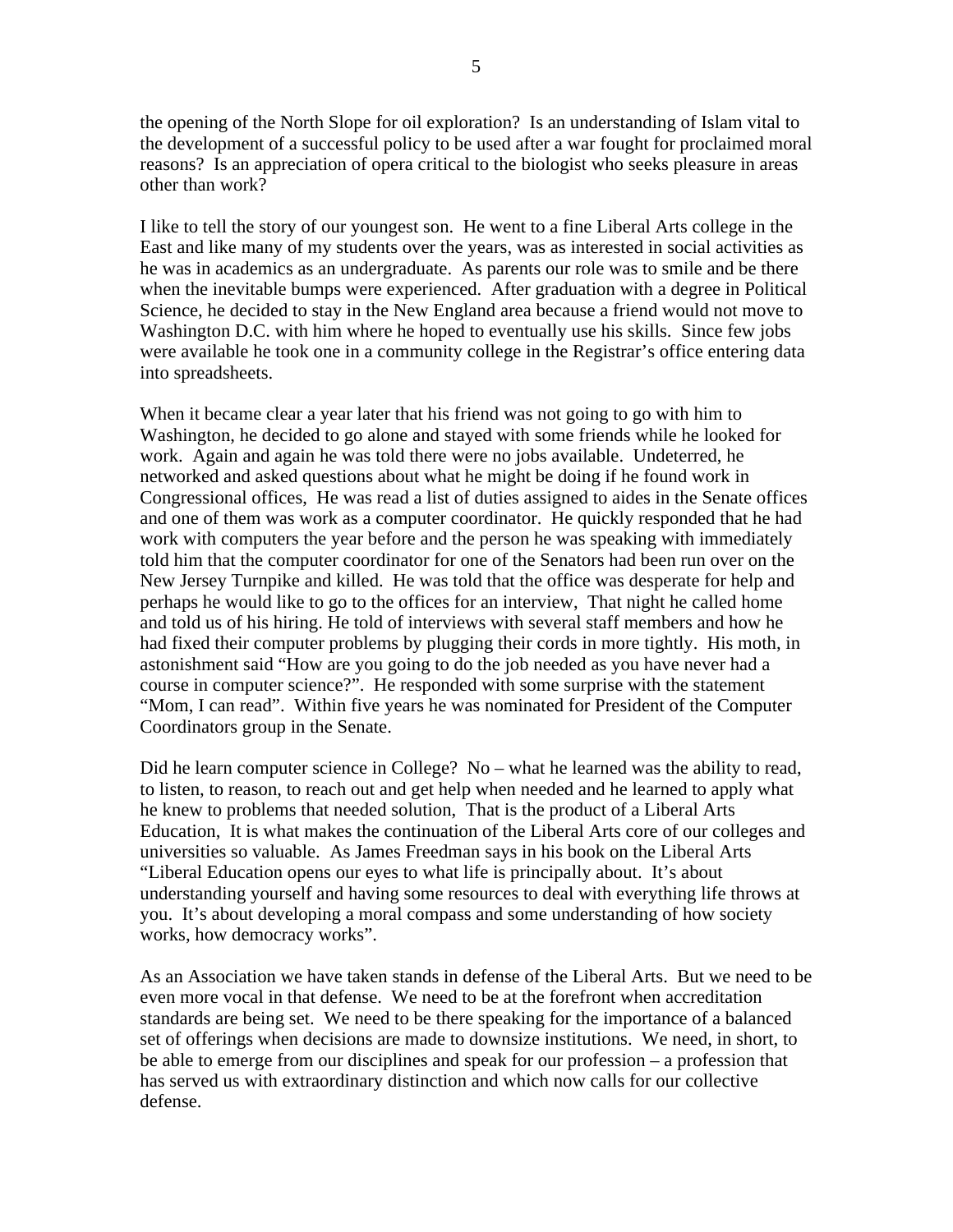the opening of the North Slope for oil exploration? Is an understanding of Islam vital to the development of a successful policy to be used after a war fought for proclaimed moral reasons? Is an appreciation of opera critical to the biologist who seeks pleasure in areas other than work?

I like to tell the story of our youngest son. He went to a fine Liberal Arts college in the East and like many of my students over the years, was as interested in social activities as he was in academics as an undergraduate. As parents our role was to smile and be there when the inevitable bumps were experienced. After graduation with a degree in Political Science, he decided to stay in the New England area because a friend would not move to Washington D.C. with him where he hoped to eventually use his skills. Since few jobs were available he took one in a community college in the Registrar's office entering data into spreadsheets.

When it became clear a year later that his friend was not going to go with him to Washington, he decided to go alone and stayed with some friends while he looked for work. Again and again he was told there were no jobs available. Undeterred, he networked and asked questions about what he might be doing if he found work in Congressional offices, He was read a list of duties assigned to aides in the Senate offices and one of them was work as a computer coordinator. He quickly responded that he had work with computers the year before and the person he was speaking with immediately told him that the computer coordinator for one of the Senators had been run over on the New Jersey Turnpike and killed. He was told that the office was desperate for help and perhaps he would like to go to the offices for an interview, That night he called home and told us of his hiring. He told of interviews with several staff members and how he had fixed their computer problems by plugging their cords in more tightly. His moth, in astonishment said "How are you going to do the job needed as you have never had a course in computer science?". He responded with some surprise with the statement "Mom, I can read". Within five years he was nominated for President of the Computer Coordinators group in the Senate.

Did he learn computer science in College? No – what he learned was the ability to read, to listen, to reason, to reach out and get help when needed and he learned to apply what he knew to problems that needed solution, That is the product of a Liberal Arts Education, It is what makes the continuation of the Liberal Arts core of our colleges and universities so valuable. As James Freedman says in his book on the Liberal Arts "Liberal Education opens our eyes to what life is principally about. It's about understanding yourself and having some resources to deal with everything life throws at you. It's about developing a moral compass and some understanding of how society works, how democracy works".

As an Association we have taken stands in defense of the Liberal Arts. But we need to be even more vocal in that defense. We need to be at the forefront when accreditation standards are being set. We need to be there speaking for the importance of a balanced set of offerings when decisions are made to downsize institutions. We need, in short, to be able to emerge from our disciplines and speak for our profession – a profession that has served us with extraordinary distinction and which now calls for our collective defense.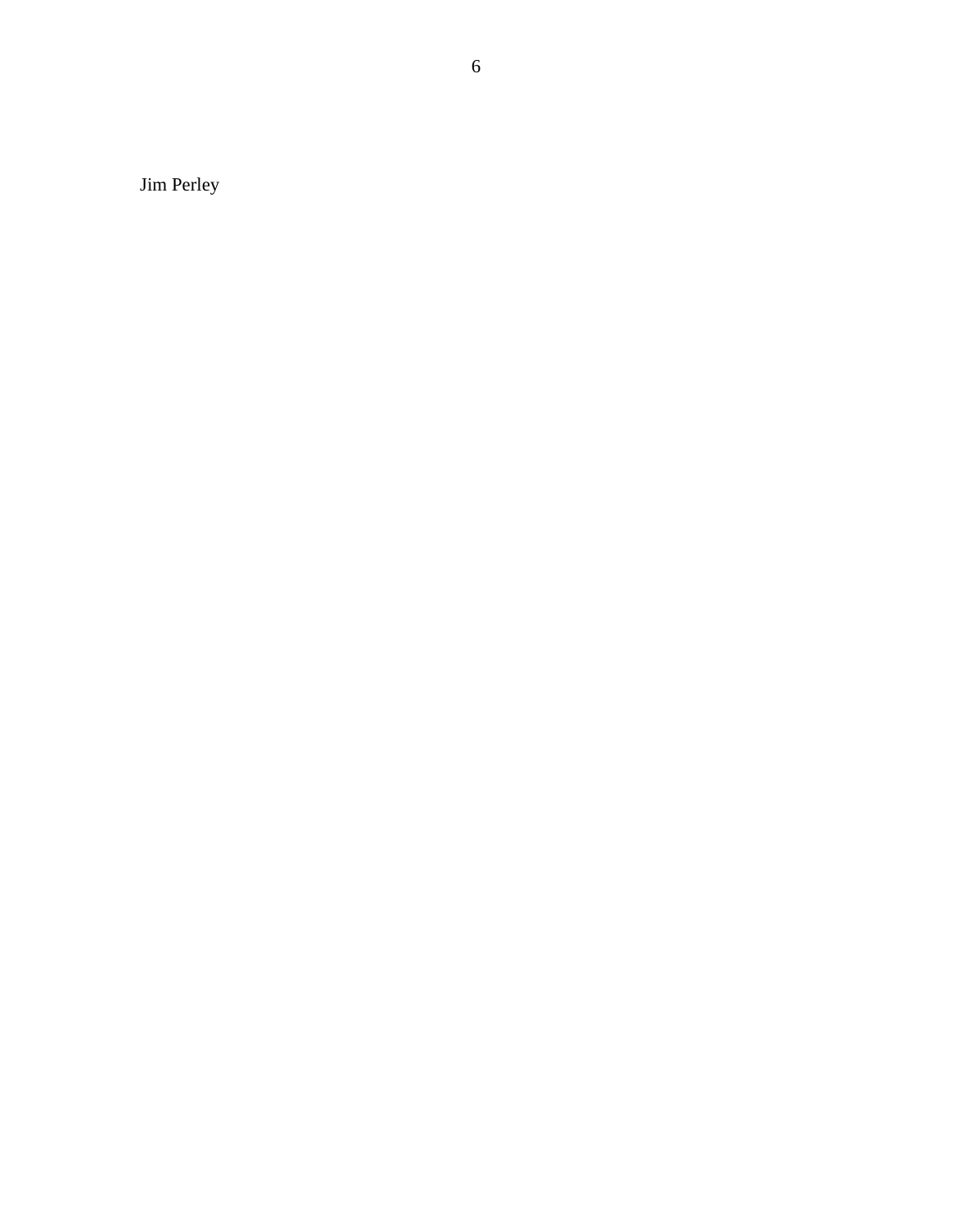Jim Perley